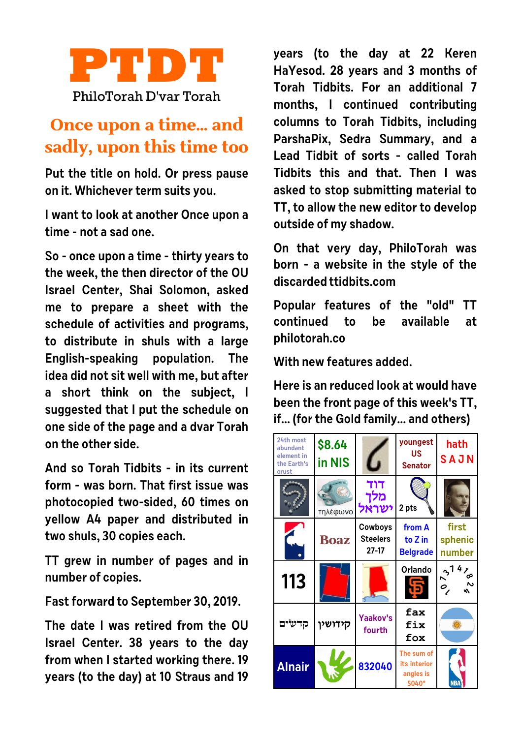# PTDT

PhiloTorah D'var Torah

## Once upon a time... and sadly, upon this time too

Put the title on hold. Or press pause on it. Whichever term suits you.

I want to look at another Once upon a time - not a sad one.

So - once upon a time - thirty years to the week, the then director of the OU Israel Center, Shai Solomon, asked me to prepare a sheet with the schedule of activities and programs, to distribute in shuls with a large English-speaking population. The idea did not sit well with me, but after a short think on the subject, I suggested that I put the schedule on one side of the page and a dvar Torah on the other side.

And so Torah Tidbits - in its current form - was born. That first issue was photocopied two-sided, 60 times on yellow A4 paper and distributed in two shuls, 30 copies each.

TT grew in number of pages and in number of copies.

Fast forward to September 30, 2019.

The date I was retired from the OU Israel Center. 38 years to the day from when I started working there. 19 years (to the day) at 10 Straus and 19 years (to the day at 22 Keren HaYesod. 28 years and 3 months of Torah Tidbits. For an additional 7 months, I continued contributing columns to Torah Tidbits, including ParshaPix, Sedra Summary, and a Lead Tidbit of sorts - called Torah Tidbits this and that. Then I was asked to stop submitting material to TT, to allow the new editor to develop outside of my shadow.

On that very day, PhiloTorah was born - a website in the style of the discarded ttidbits.com

Popular features of the "old" TT continued to be available at philotorah.co

With new features added.

Here is an reduced look at would have been the front page of this week's TT, if... (for the Gold family... and others)

| 24th most abundant element in the Earth's crust | $8.64 in NIS | | youngest US Senator | hath S A J N |
|---|---|---|---|---|
| | τηλέφωνο | דוד מלך ישראל | 2 pts | |
| | Boaz | Cowboys Steelers 27-17 | from A to Z in Belgrade | first sphenic number |
| 113 | | | Orlando | 3 1 4 7 8 2 4 0 1 7 |
| קדשים | קידושין | Yaakov's fourth | fax fix fox | |
| Alnair | | 832040 | The sum of its interior angles is 5040° | NBA |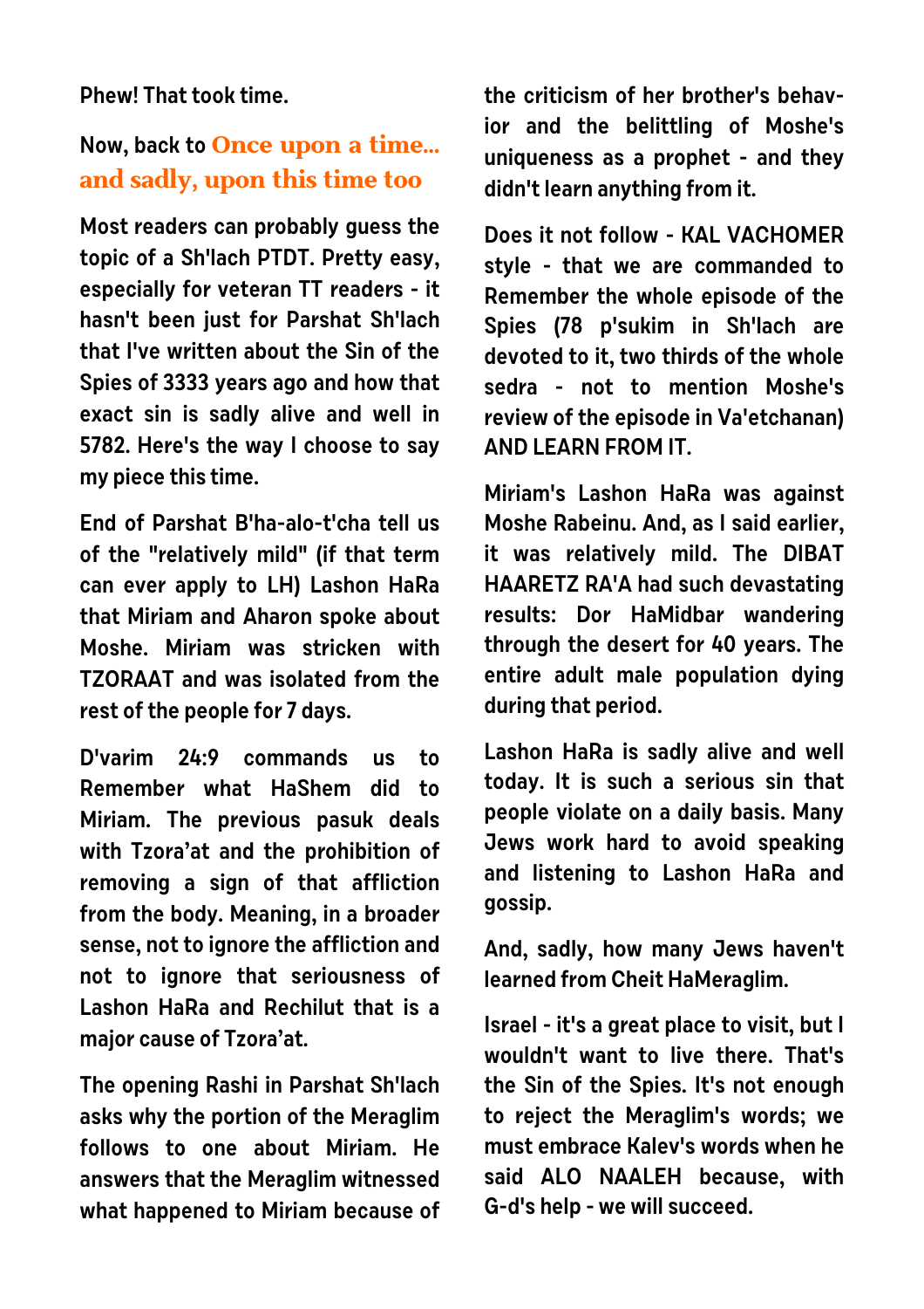**Phew! That took time.**

## Now, back to Once upon a time... and sadly, upon this time too

**Most readers can probably guess the topic of a Sh'lach PTDT. Pretty easy, especially for veteran TT readers - it hasn't been just for Parshat Sh'lach that I've written about the Sin of the Spies of 3333 years ago and how that exact sin is sadly alive and well in 5782. Here's the way I choose to say my piece this time.**

**End of Parshat B'ha-alo-t'cha tell us of the "relatively mild" (if that term can ever apply to LH) Lashon HaRa that Miriam and Aharon spoke about Moshe. Miriam was stricken with TZORAAT and was isolated from the rest of the people for 7 days.**

**D'varim 24:9 commands us to Remember what HaShem did to Miriam. The previous pasuk deals with Tzora'at and the prohibition of removing a sign of that affliction from the body. Meaning, in a broader sense, not to ignore the affliction and not to ignore that seriousness of Lashon HaRa and Rechilut that is a major cause of Tzora'at.**

**The opening Rashi in Parshat Sh'lach asks why the portion of the Meraglim follows to one about Miriam. He answers that the Meraglim witnessed what happened to Miriam because of the criticism of her brother's behavior and the belittling of Moshe's uniqueness as a prophet - and they didn't learn anything from it.**

**Does it not follow - KAL VACHOMER style - that we are commanded to Remember the whole episode of the Spies (78 p'sukim in Sh'lach are devoted to it, two thirds of the whole sedra - not to mention Moshe's review of the episode in Va'etchanan) AND LEARN FROM IT.**

**Miriam's Lashon HaRa was against Moshe Rabeinu. And, as I said earlier, it was relatively mild. The DIBAT HAARETZ RA'A had such devastating results: Dor HaMidbar wandering through the desert for 40 years. The entire adult male population dying during that period.**

**Lashon HaRa is sadly alive and well today. It is such a serious sin that people violate on a daily basis. Many Jews work hard to avoid speaking and listening to Lashon HaRa and gossip.**

**And, sadly, how many Jews haven't learned from Cheit HaMeraglim.**

**Israel - it's a great place to visit, but I wouldn't want to live there. That's the Sin of the Spies. It's not enough to reject the Meraglim's words; we must embrace Kalev's words when he said ALO NAALEH because, with G-d's help - we will succeed.**